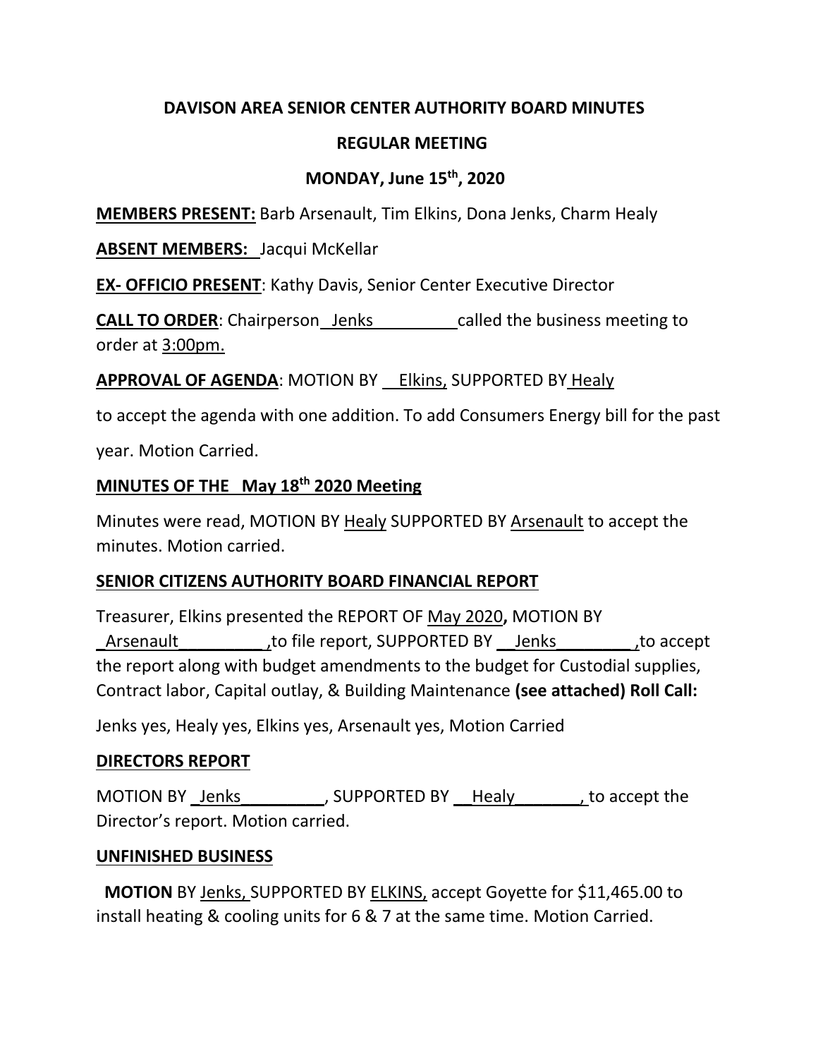# DAVISON AREA SENIOR CENTER AUTHORITY BOARD MINUTES

## REGULAR MEETING

## MONDAY, June 15th, 2020

**MEMBERS PRESENT:** Barb Arsenault, Tim Elkins, Dona Jenks, Charm Healy

**ABSENT MEMBERS:** Jacqui McKellar

**EX- OFFICIO PRESENT**: Kathy Davis, Senior Center Executive Director

**CALL TO ORDER**: Chairperson Jenks called the business meeting to order at 3:00pm.

**APPROVAL OF AGENDA**: MOTION BY Elkins, SUPPORTED BY Healy to accept the agenda with one addition. To add Consumers Energy bill for the past year. Motion Carried.

### MINUTES OF THE May 18th 2020 Meeting

Minutes were read, MOTION BY Healy SUPPORTED BY Arsenault to accept the minutes. Motion carried.

### SENIOR CITIZENS AUTHORITY BOARD FINANCIAL REPORT

Treasurer, Elkins presented the REPORT OF May 2020**,** MOTION BY Arsenault ,to file report, SUPPORTED BY Jenks ,to accept the report along with budget amendments to the budget for Custodial supplies, Contract labor, Capital outlay, & Building Maintenance **(see attached) Roll Call:**

Jenks yes, Healy yes, Elkins yes, Arsenault yes, Motion Carried

### DIRECTORS REPORT

MOTION BY Jenks, SUPPORTED BY Healy, to accept the Director's report. Motion carried.

### UNFINISHED BUSINESS

**MOTION** BY Jenks, SUPPORTED BY ELKINS, accept Goyette for $11,465.00 to install heating & cooling units for 6 & 7 at the same time. Motion Carried.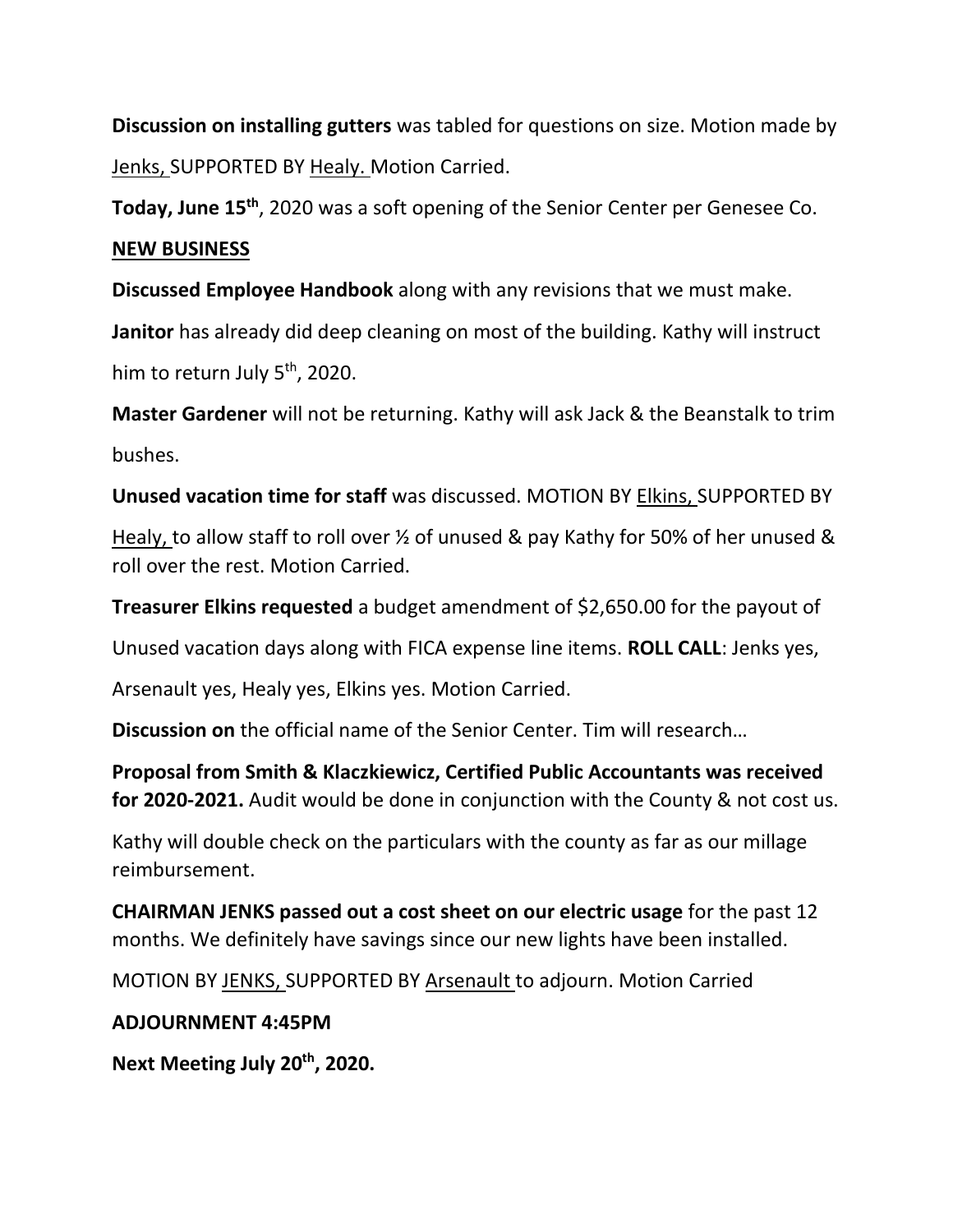**Discussion on installing gutters** was tabled for questions on size. Motion made by Jenks, SUPPORTED BY Healy. Motion Carried.

**Today, June 15th**, 2020 was a soft opening of the Senior Center per Genesee Co.

**NEW BUSINESS**

**Discussed Employee Handbook** along with any revisions that we must make.

**Janitor** has already did deep cleaning on most of the building. Kathy will instruct him to return July 5th, 2020.

**Master Gardener** will not be returning. Kathy will ask Jack & the Beanstalk to trim bushes.

**Unused vacation time for staff** was discussed. MOTION BY Elkins, SUPPORTED BY Healy, to allow staff to roll over ½ of unused & pay Kathy for 50% of her unused & roll over the rest. Motion Carried.

**Treasurer Elkins requested** a budget amendment of $2,650.00 for the payout of Unused vacation days along with FICA expense line items. **ROLL CALL**: Jenks yes, Arsenault yes, Healy yes, Elkins yes. Motion Carried.

**Discussion on** the official name of the Senior Center. Tim will research…

**Proposal from Smith & Klaczkiewicz, Certified Public Accountants was received for 2020-2021.** Audit would be done in conjunction with the County & not cost us.

Kathy will double check on the particulars with the county as far as our millage reimbursement.

**CHAIRMAN JENKS passed out a cost sheet on our electric usage** for the past 12 months. We definitely have savings since our new lights have been installed.

MOTION BY JENKS, SUPPORTED BY Arsenault to adjourn. Motion Carried

**ADJOURNMENT 4:45PM**

**Next Meeting July 20th, 2020.**